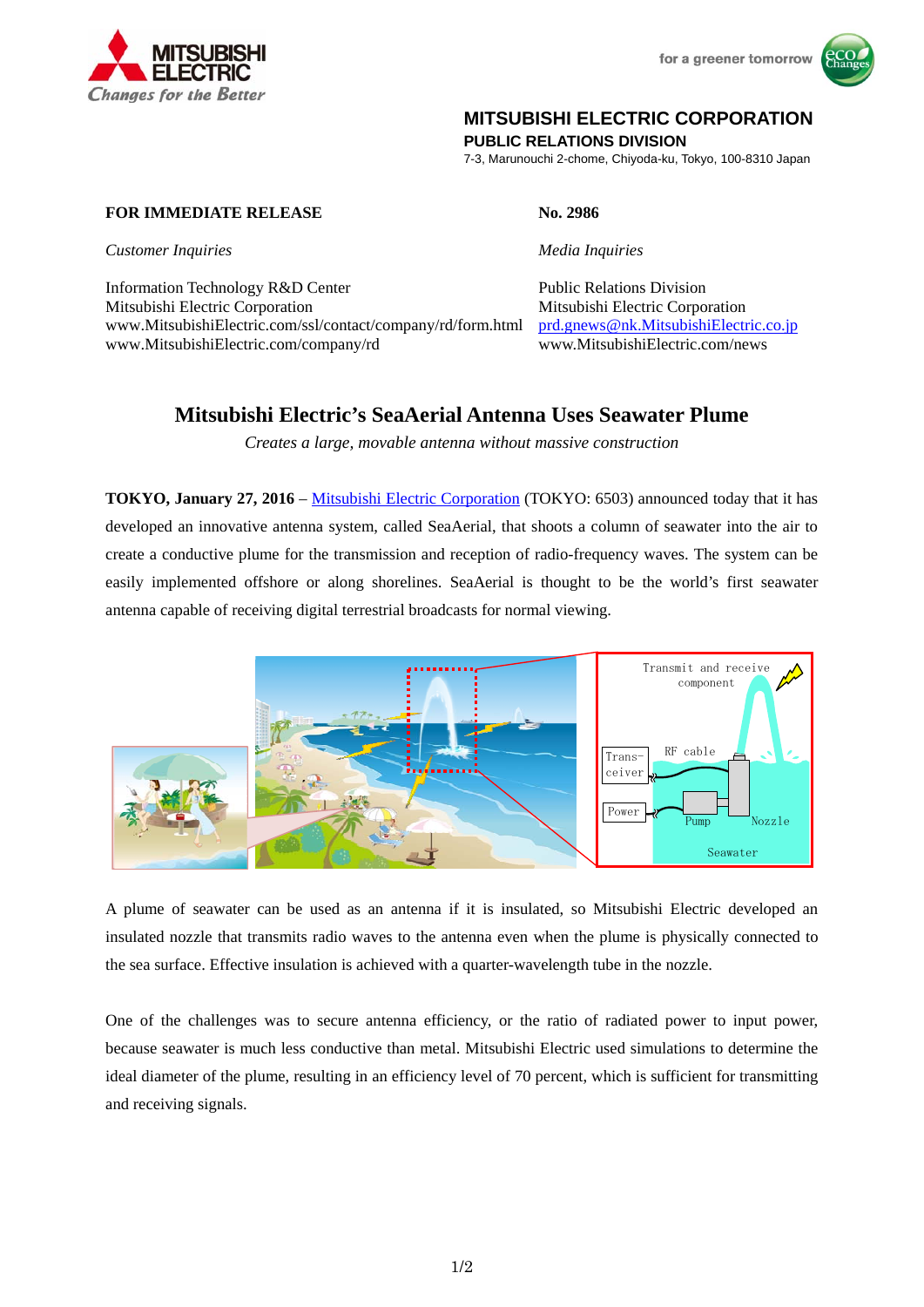MITSUBISHI ELECTRIC

*Changes for the Better*

for a greener tomorrow

**MITSUBISHI ELECTRIC CORPORATION**
**PUBLIC RELATIONS DIVISION**
7-3, Marunouchi 2-chome, Chiyoda-ku, Tokyo, 100-8310 Japan

**FOR IMMEDIATE RELEASE**

**No. 2986**

*Customer Inquiries*

Information Technology R&D Center
Mitsubishi Electric Corporation
www.MitsubishiElectric.com/ssl/contact/company/rd/form.html
www.MitsubishiElectric.com/company/rd

*Media Inquiries*

Public Relations Division
Mitsubishi Electric Corporation
prd.gnews@nk.MitsubishiElectric.co.jp
www.MitsubishiElectric.com/news

# Mitsubishi Electric's SeaAerial Antenna Uses Seawater Plume

*Creates a large, movable antenna without massive construction*

**TOKYO, January 27, 2016** – Mitsubishi Electric Corporation (TOKYO: 6503) announced today that it has developed an innovative antenna system, called SeaAerial, that shoots a column of seawater into the air to create a conductive plume for the transmission and reception of radio-frequency waves. The system can be easily implemented offshore or along shorelines. SeaAerial is thought to be the world's first seawater antenna capable of receiving digital terrestrial broadcasts for normal viewing.

Transmit and receive component | Trans-ceiver | RF cable | Power | Pump | Nozzle | Seawater

A plume of seawater can be used as an antenna if it is insulated, so Mitsubishi Electric developed an insulated nozzle that transmits radio waves to the antenna even when the plume is physically connected to the sea surface. Effective insulation is achieved with a quarter-wavelength tube in the nozzle.

One of the challenges was to secure antenna efficiency, or the ratio of radiated power to input power, because seawater is much less conductive than metal. Mitsubishi Electric used simulations to determine the ideal diameter of the plume, resulting in an efficiency level of 70 percent, which is sufficient for transmitting and receiving signals.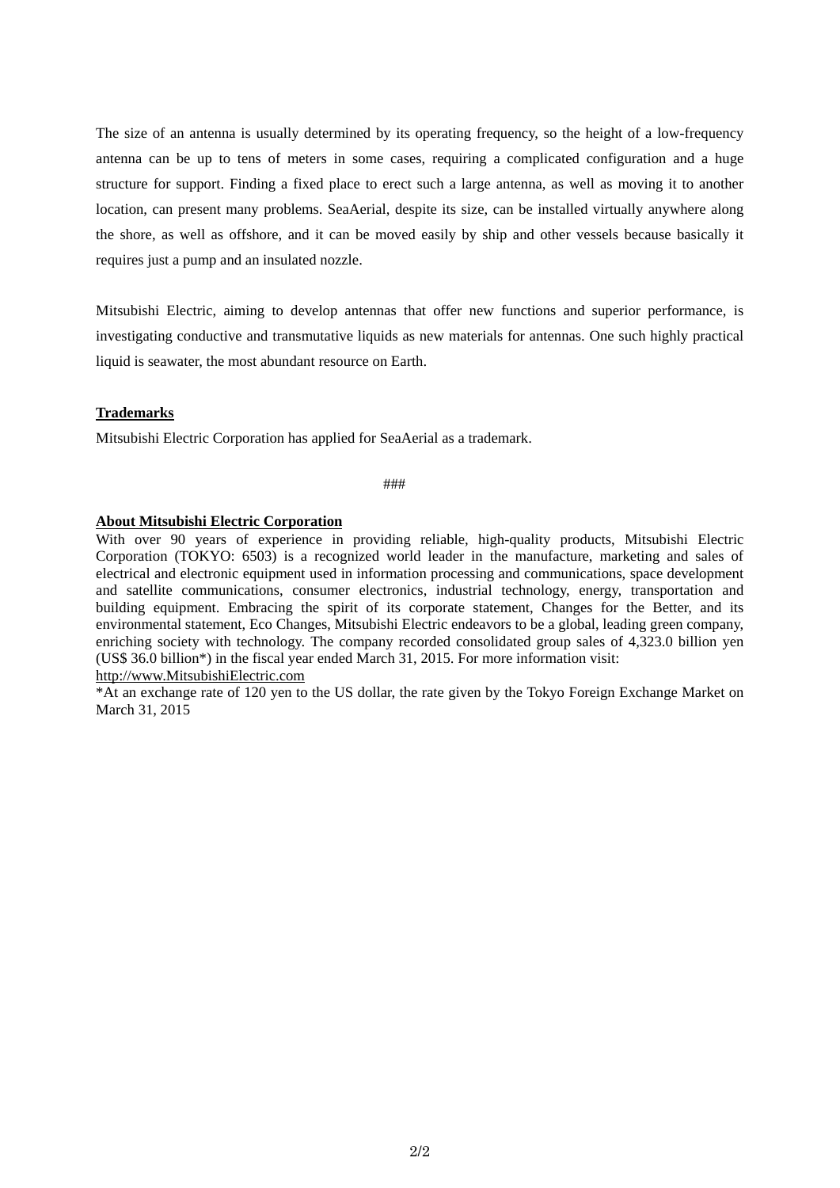The size of an antenna is usually determined by its operating frequency, so the height of a low-frequency antenna can be up to tens of meters in some cases, requiring a complicated configuration and a huge structure for support. Finding a fixed place to erect such a large antenna, as well as moving it to another location, can present many problems. SeaAerial, despite its size, can be installed virtually anywhere along the shore, as well as offshore, and it can be moved easily by ship and other vessels because basically it requires just a pump and an insulated nozzle.

Mitsubishi Electric, aiming to develop antennas that offer new functions and superior performance, is investigating conductive and transmutative liquids as new materials for antennas. One such highly practical liquid is seawater, the most abundant resource on Earth.

**Trademarks**

Mitsubishi Electric Corporation has applied for SeaAerial as a trademark.

###

**About Mitsubishi Electric Corporation**

With over 90 years of experience in providing reliable, high-quality products, Mitsubishi Electric Corporation (TOKYO: 6503) is a recognized world leader in the manufacture, marketing and sales of electrical and electronic equipment used in information processing and communications, space development and satellite communications, consumer electronics, industrial technology, energy, transportation and building equipment. Embracing the spirit of its corporate statement, Changes for the Better, and its environmental statement, Eco Changes, Mitsubishi Electric endeavors to be a global, leading green company, enriching society with technology. The company recorded consolidated group sales of 4,323.0 billion yen (US$ 36.0 billion*) in the fiscal year ended March 31, 2015. For more information visit:
http://www.MitsubishiElectric.com

*At an exchange rate of 120 yen to the US dollar, the rate given by the Tokyo Foreign Exchange Market on March 31, 2015